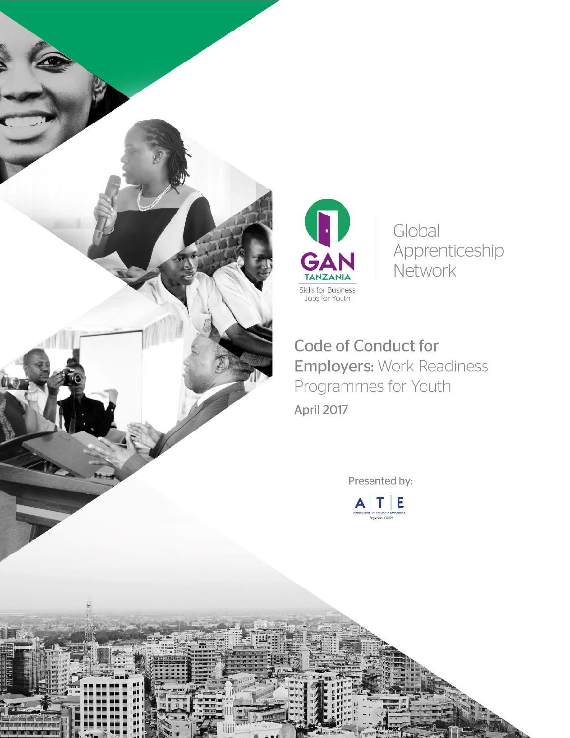GAN TANZANIA

Skills for Business
Jobs for Youth

Global Apprenticeship Network

# Code of Conduct for Employers: Work Readiness Programmes for Youth

April 2017

Presented by:

A | T | E

Association of Tanzania Employers

Employers' Choice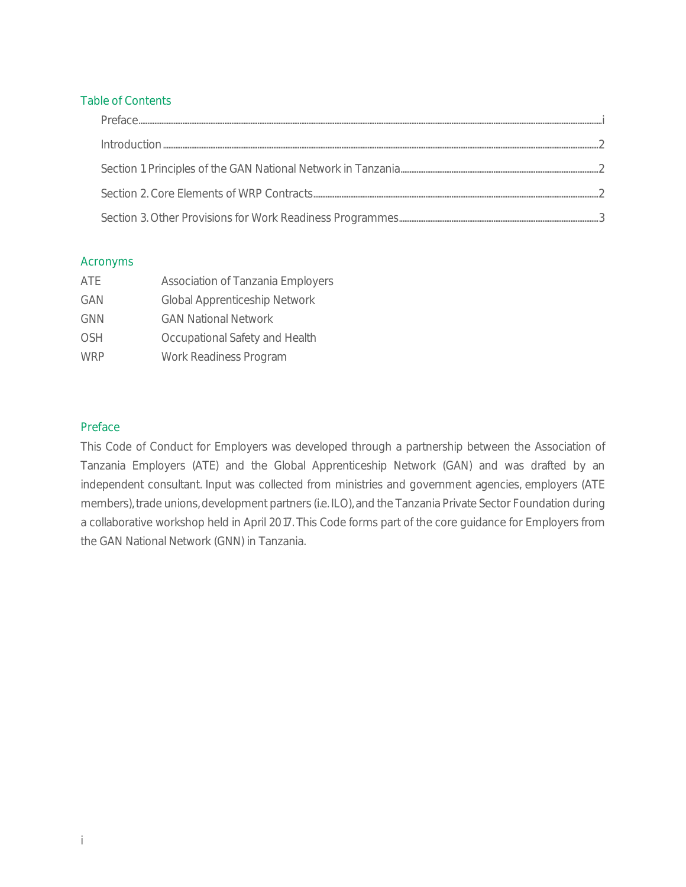## Table of Contents

- Preface ..... i
- Introduction ..... 2
- Section 1 Principles of the GAN National Network in Tanzania ..... 2
- Section 2. Core Elements of WRP Contracts ..... 2
- Section 3. Other Provisions for Work Readiness Programmes ..... 3

## Acronyms

| | |
|---|---|
| ATE | Association of Tanzania Employers |
| GAN | Global Apprenticeship Network |
| GNN | GAN National Network |
| OSH | Occupational Safety and Health |
| WRP | Work Readiness Program |

## Preface

This Code of Conduct for Employers was developed through a partnership between the Association of Tanzania Employers (ATE) and the Global Apprenticeship Network (GAN) and was drafted by an independent consultant. Input was collected from ministries and government agencies, employers (ATE members), trade unions, development partners (i.e. ILO), and the Tanzania Private Sector Foundation during a collaborative workshop held in April 2017. This Code forms part of the core guidance for Employers from the GAN National Network (GNN) in Tanzania.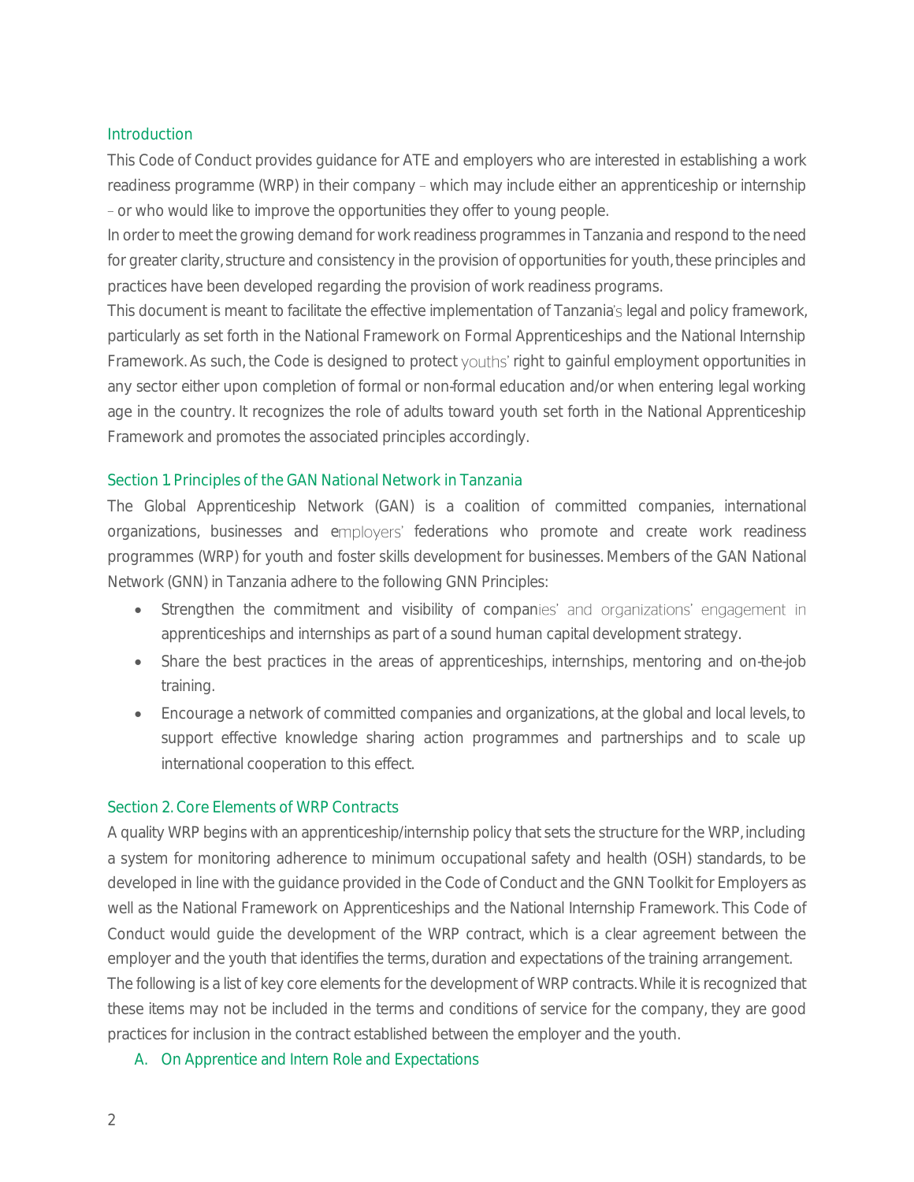## Introduction

This Code of Conduct provides guidance for ATE and employers who are interested in establishing a work readiness programme (WRP) in their company – which may include either an apprenticeship or internship – or who would like to improve the opportunities they offer to young people.

In order to meet the growing demand for work readiness programmes in Tanzania and respond to the need for greater clarity, structure and consistency in the provision of opportunities for youth, these principles and practices have been developed regarding the provision of work readiness programs.

This document is meant to facilitate the effective implementation of Tanzania's legal and policy framework, particularly as set forth in the National Framework on Formal Apprenticeships and the National Internship Framework. As such, the Code is designed to protect youths' right to gainful employment opportunities in any sector either upon completion of formal or non-formal education and/or when entering legal working age in the country. It recognizes the role of adults toward youth set forth in the National Apprenticeship Framework and promotes the associated principles accordingly.

## Section 1. Principles of the GAN National Network in Tanzania

The Global Apprenticeship Network (GAN) is a coalition of committed companies, international organizations, businesses and employers' federations who promote and create work readiness programmes (WRP) for youth and foster skills development for businesses. Members of the GAN National Network (GNN) in Tanzania adhere to the following GNN Principles:

- Strengthen the commitment and visibility of companies' and organizations' engagement in apprenticeships and internships as part of a sound human capital development strategy.
- Share the best practices in the areas of apprenticeships, internships, mentoring and on-the-job training.
- Encourage a network of committed companies and organizations, at the global and local levels, to support effective knowledge sharing action programmes and partnerships and to scale up international cooperation to this effect.

## Section 2. Core Elements of WRP Contracts

A quality WRP begins with an apprenticeship/internship policy that sets the structure for the WRP, including a system for monitoring adherence to minimum occupational safety and health (OSH) standards, to be developed in line with the guidance provided in the Code of Conduct and the GNN Toolkit for Employers as well as the National Framework on Apprenticeships and the National Internship Framework. This Code of Conduct would guide the development of the WRP contract, which is a clear agreement between the employer and the youth that identifies the terms, duration and expectations of the training arrangement.

The following is a list of key core elements for the development of WRP contracts. While it is recognized that these items may not be included in the terms and conditions of service for the company, they are good practices for inclusion in the contract established between the employer and the youth.

### A. On Apprentice and Intern Role and Expectations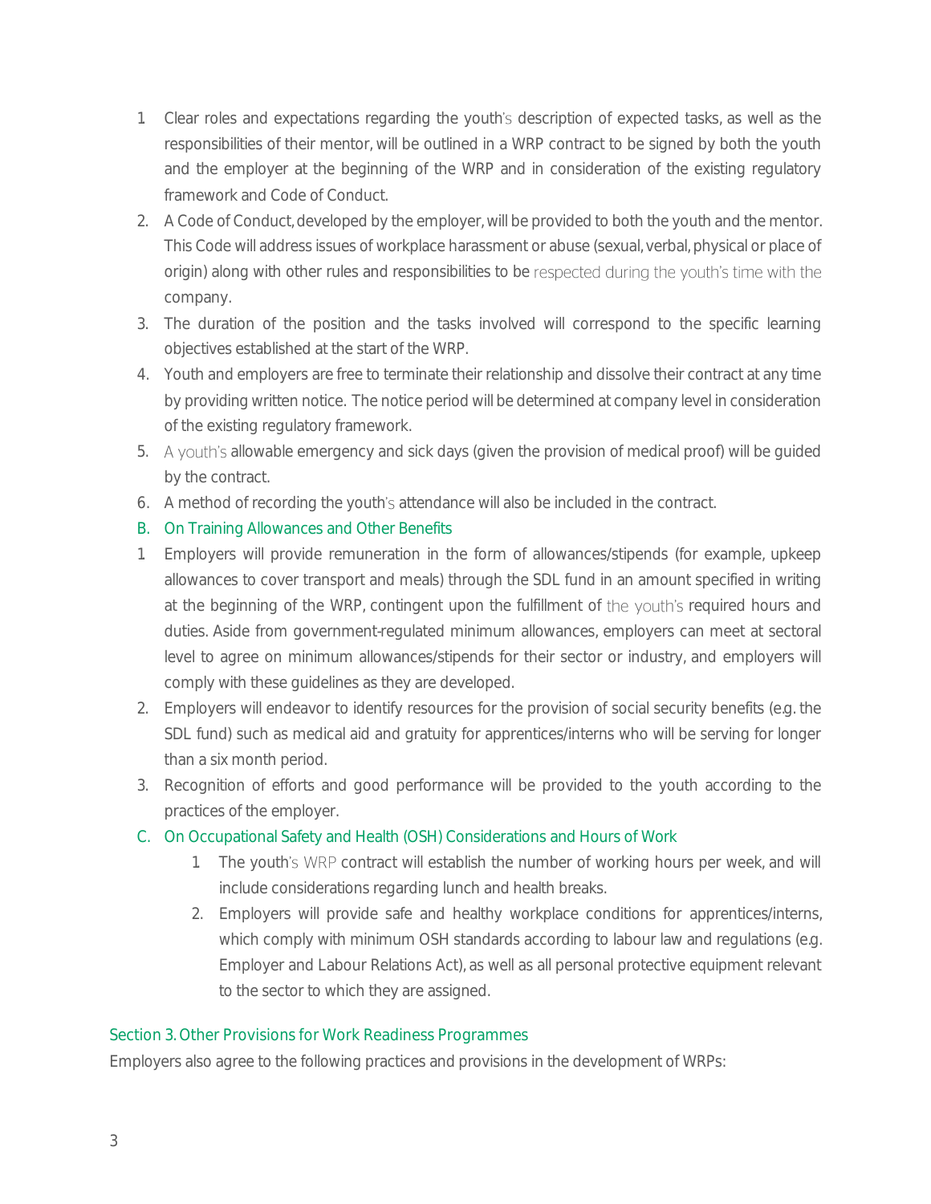1. Clear roles and expectations regarding the youth's description of expected tasks, as well as the responsibilities of their mentor, will be outlined in a WRP contract to be signed by both the youth and the employer at the beginning of the WRP and in consideration of the existing regulatory framework and Code of Conduct.
2. A Code of Conduct, developed by the employer, will be provided to both the youth and the mentor. This Code will address issues of workplace harassment or abuse (sexual, verbal, physical or place of origin) along with other rules and responsibilities to be respected during the youth's time with the company.
3. The duration of the position and the tasks involved will correspond to the specific learning objectives established at the start of the WRP.
4. Youth and employers are free to terminate their relationship and dissolve their contract at any time by providing written notice. The notice period will be determined at company level in consideration of the existing regulatory framework.
5. A youth's allowable emergency and sick days (given the provision of medical proof) will be guided by the contract.
6. A method of recording the youth's attendance will also be included in the contract.

### B. On Training Allowances and Other Benefits

1. Employers will provide remuneration in the form of allowances/stipends (for example, upkeep allowances to cover transport and meals) through the SDL fund in an amount specified in writing at the beginning of the WRP, contingent upon the fulfillment of the youth's required hours and duties. Aside from government-regulated minimum allowances, employers can meet at sectoral level to agree on minimum allowances/stipends for their sector or industry, and employers will comply with these guidelines as they are developed.
2. Employers will endeavor to identify resources for the provision of social security benefits (e.g. the SDL fund) such as medical aid and gratuity for apprentices/interns who will be serving for longer than a six month period.
3. Recognition of efforts and good performance will be provided to the youth according to the practices of the employer.

### C. On Occupational Safety and Health (OSH) Considerations and Hours of Work

1. The youth's WRP contract will establish the number of working hours per week, and will include considerations regarding lunch and health breaks.
2. Employers will provide safe and healthy workplace conditions for apprentices/interns, which comply with minimum OSH standards according to labour law and regulations (e.g. Employer and Labour Relations Act), as well as all personal protective equipment relevant to the sector to which they are assigned.

## Section 3. Other Provisions for Work Readiness Programmes

Employers also agree to the following practices and provisions in the development of WRPs: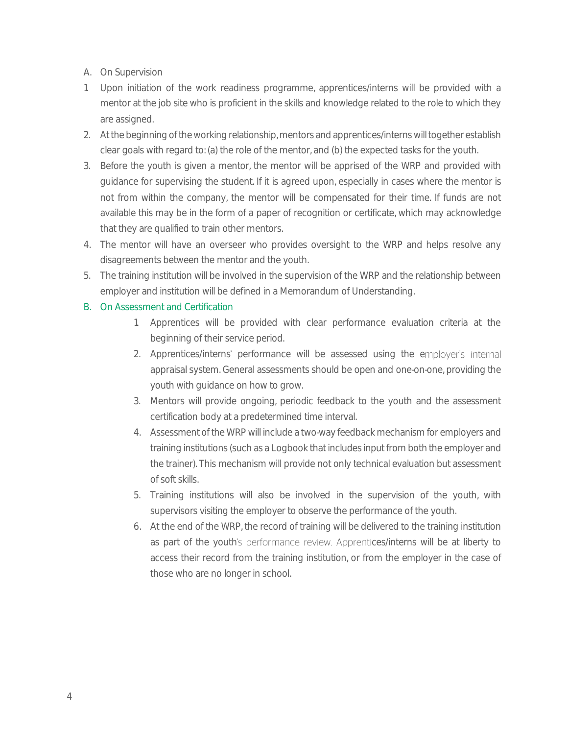A. On Supervision

1. Upon initiation of the work readiness programme, apprentices/interns will be provided with a mentor at the job site who is proficient in the skills and knowledge related to the role to which they are assigned.
2. At the beginning of the working relationship, mentors and apprentices/interns will together establish clear goals with regard to: (a) the role of the mentor, and (b) the expected tasks for the youth.
3. Before the youth is given a mentor, the mentor will be apprised of the WRP and provided with guidance for supervising the student. If it is agreed upon, especially in cases where the mentor is not from within the company, the mentor will be compensated for their time. If funds are not available this may be in the form of a paper of recognition or certificate, which may acknowledge that they are qualified to train other mentors.
4. The mentor will have an overseer who provides oversight to the WRP and helps resolve any disagreements between the mentor and the youth.
5. The training institution will be involved in the supervision of the WRP and the relationship between employer and institution will be defined in a Memorandum of Understanding.

B. On Assessment and Certification

1. Apprentices will be provided with clear performance evaluation criteria at the beginning of their service period.
2. Apprentices/interns' performance will be assessed using the employer's internal appraisal system. General assessments should be open and one-on-one, providing the youth with guidance on how to grow.
3. Mentors will provide ongoing, periodic feedback to the youth and the assessment certification body at a predetermined time interval.
4. Assessment of the WRP will include a two-way feedback mechanism for employers and training institutions (such as a Logbook that includes input from both the employer and the trainer). This mechanism will provide not only technical evaluation but assessment of soft skills.
5. Training institutions will also be involved in the supervision of the youth, with supervisors visiting the employer to observe the performance of the youth.
6. At the end of the WRP, the record of training will be delivered to the training institution as part of the youth's performance review. Apprentices/interns will be at liberty to access their record from the training institution, or from the employer in the case of those who are no longer in school.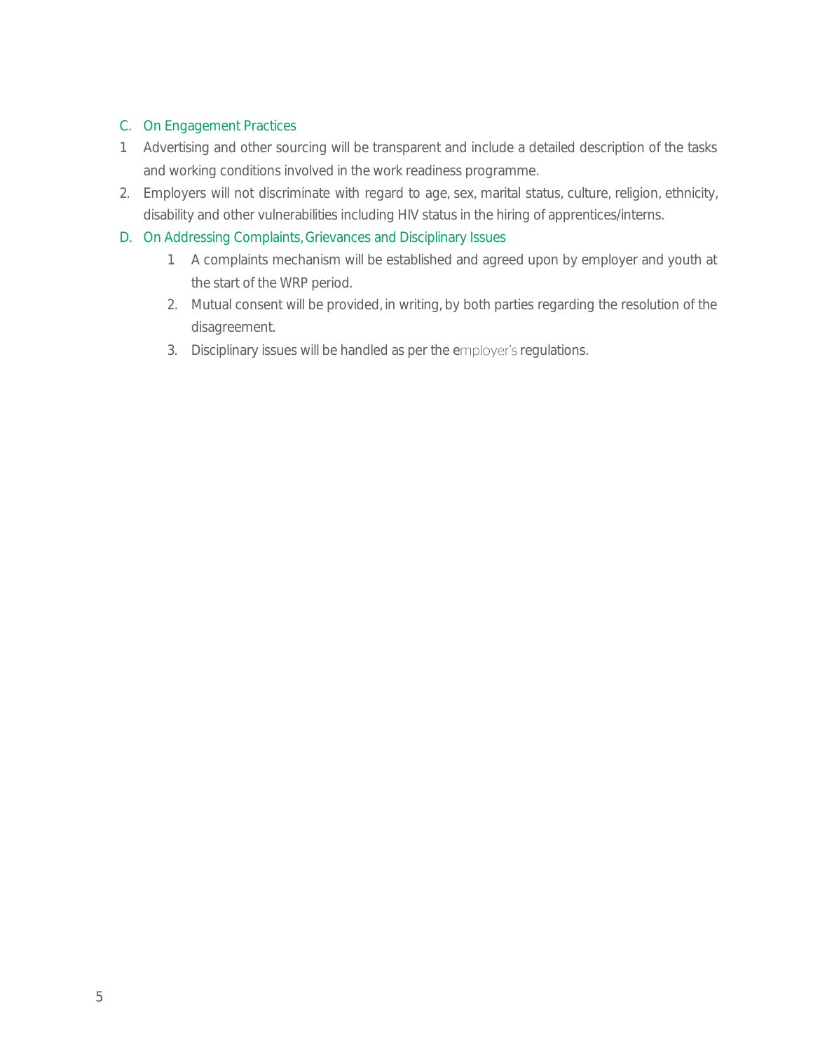### C. On Engagement Practices

1. Advertising and other sourcing will be transparent and include a detailed description of the tasks and working conditions involved in the work readiness programme.
2. Employers will not discriminate with regard to age, sex, marital status, culture, religion, ethnicity, disability and other vulnerabilities including HIV status in the hiring of apprentices/interns.

### D. On Addressing Complaints, Grievances and Disciplinary Issues

1. A complaints mechanism will be established and agreed upon by employer and youth at the start of the WRP period.
2. Mutual consent will be provided, in writing, by both parties regarding the resolution of the disagreement.
3. Disciplinary issues will be handled as per the employer's regulations.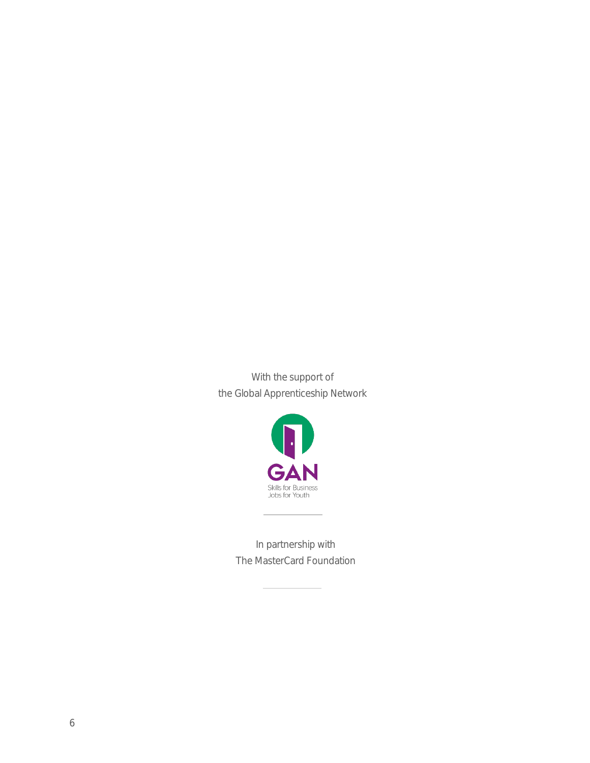With the support of
the Global Apprenticeship Network

GAN
Skills for Business
Jobs for Youth

In partnership with
The MasterCard Foundation